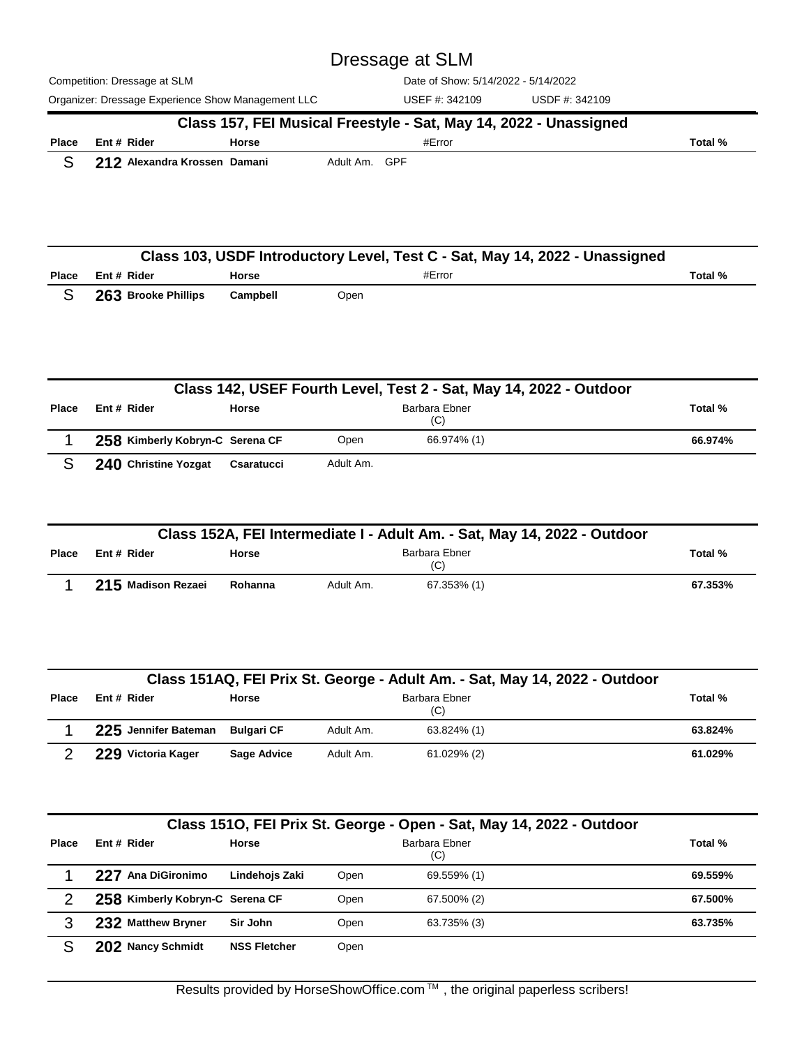# Dressage at SLM

Competition: Dressage at SLM | Date of Show: 5/14/2022 - 5/14/2022

Organizer: Dressage Experience Show Management LLC | USEF #: 342109 | USDF #: 342109

## Class 157, FEI Musical Freestyle - Sat, May 14, 2022 - Unassigned

| Place | Ent # | Rider | Horse | | #Error | Total % |
|---|---|---|---|---|---|---|
| S | 212 | Alexandra Krossen | Damani | Adult Am. | GPF | |

## Class 103, USDF Introductory Level, Test C - Sat, May 14, 2022 - Unassigned

| Place | Ent # | Rider | Horse | | #Error | Total % |
|---|---|---|---|---|---|---|
| S | 263 | Brooke Phillips | Campbell | Open | | |

## Class 142, USEF Fourth Level, Test 2 - Sat, May 14, 2022 - Outdoor

| Place | Ent # | Rider | Horse | | Barbara Ebner (C) | Total % |
|---|---|---|---|---|---|---|
| 1 | 258 | Kimberly Kobryn-C | Serena CF | Open | 66.974% (1) | 66.974% |
| S | 240 | Christine Yozgat | Csaratucci | Adult Am. | | |

## Class 152A, FEI Intermediate I - Adult Am. - Sat, May 14, 2022 - Outdoor

| Place | Ent # | Rider | Horse | | Barbara Ebner (C) | Total % |
|---|---|---|---|---|---|---|
| 1 | 215 | Madison Rezaei | Rohanna | Adult Am. | 67.353% (1) | 67.353% |

## Class 151AQ, FEI Prix St. George - Adult Am. - Sat, May 14, 2022 - Outdoor

| Place | Ent # | Rider | Horse | | Barbara Ebner (C) | Total % |
|---|---|---|---|---|---|---|
| 1 | 225 | Jennifer Bateman | Bulgari CF | Adult Am. | 63.824% (1) | 63.824% |
| 2 | 229 | Victoria Kager | Sage Advice | Adult Am. | 61.029% (2) | 61.029% |

## Class 151O, FEI Prix St. George - Open - Sat, May 14, 2022 - Outdoor

| Place | Ent # | Rider | Horse | | Barbara Ebner (C) | Total % |
|---|---|---|---|---|---|---|
| 1 | 227 | Ana DiGironimo | Lindehojs Zaki | Open | 69.559% (1) | 69.559% |
| 2 | 258 | Kimberly Kobryn-C | Serena CF | Open | 67.500% (2) | 67.500% |
| 3 | 232 | Matthew Bryner | Sir John | Open | 63.735% (3) | 63.735% |
| S | 202 | Nancy Schmidt | NSS Fletcher | Open | | |

Results provided by HorseShowOffice.com ™ , the original paperless scribers!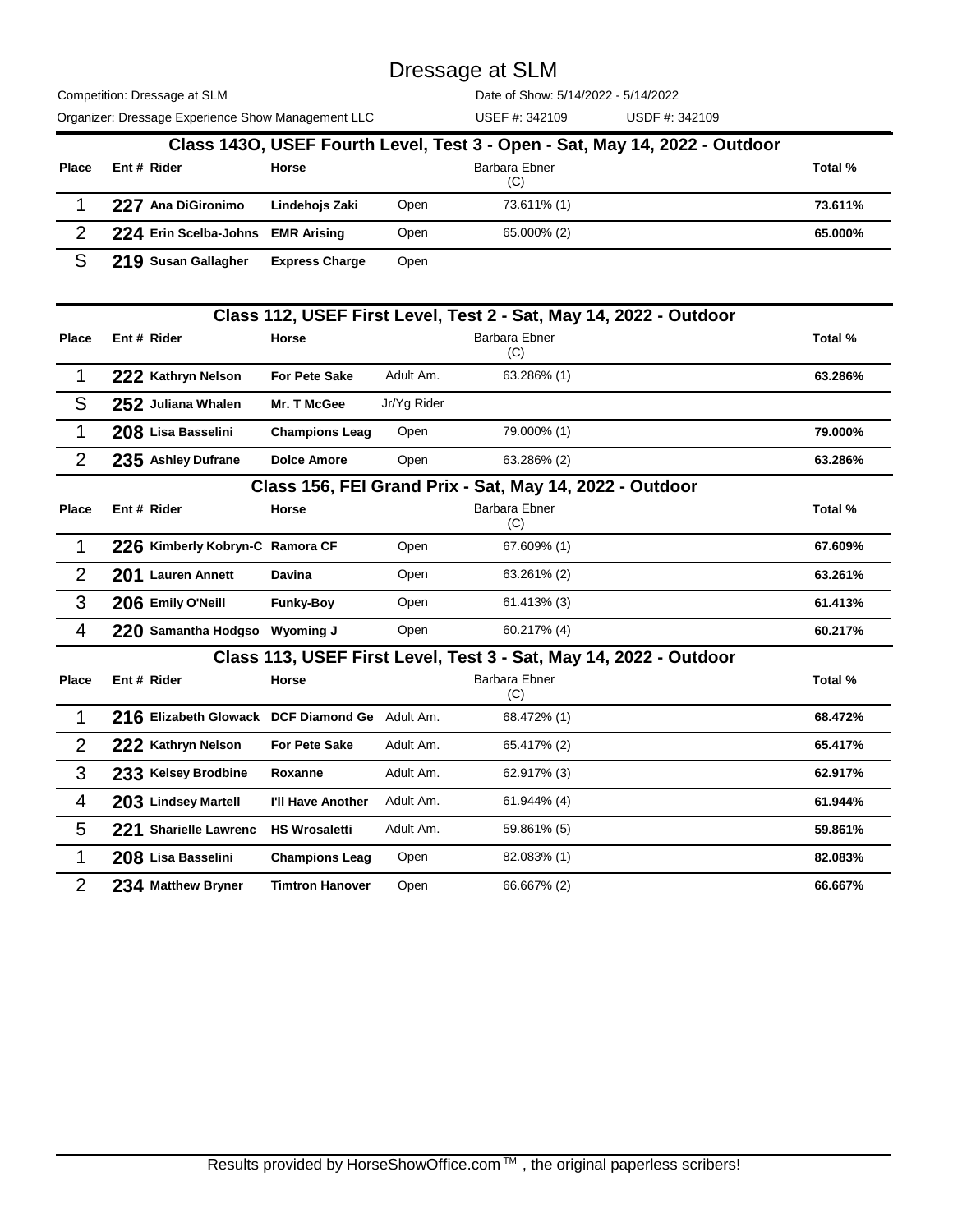# Dressage at SLM

Competition: Dressage at SLM

Organizer: Dressage Experience Show Management LLC

Date of Show: 5/14/2022 - 5/14/2022

USEF #: 342109 USDF #: 342109

## Class 143O, USEF Fourth Level, Test 3 - Open - Sat, May 14, 2022 - Outdoor

| Place | Ent # | Rider | Horse | | Barbara Ebner (C) | Total % |
|---|---|---|---|---|---|---|
| 1 | 227 | Ana DiGironimo | Lindehojs Zaki | Open | 73.611% (1) | 73.611% |
| 2 | 224 | Erin Scelba-Johns | EMR Arising | Open | 65.000% (2) | 65.000% |
| S | 219 | Susan Gallagher | Express Charge | Open | | |

## Class 112, USEF First Level, Test 2 - Sat, May 14, 2022 - Outdoor

| Place | Ent # | Rider | Horse | | Barbara Ebner (C) | Total % |
|---|---|---|---|---|---|---|
| 1 | 222 | Kathryn Nelson | For Pete Sake | Adult Am. | 63.286% (1) | 63.286% |
| S | 252 | Juliana Whalen | Mr. T McGee | Jr/Yg Rider | | |
| 1 | 208 | Lisa Basselini | Champions Leag | Open | 79.000% (1) | 79.000% |
| 2 | 235 | Ashley Dufrane | Dolce Amore | Open | 63.286% (2) | 63.286% |

## Class 156, FEI Grand Prix - Sat, May 14, 2022 - Outdoor

| Place | Ent # | Rider | Horse | | Barbara Ebner (C) | Total % |
|---|---|---|---|---|---|---|
| 1 | 226 | Kimberly Kobryn-C | Ramora CF | Open | 67.609% (1) | 67.609% |
| 2 | 201 | Lauren Annett | Davina | Open | 63.261% (2) | 63.261% |
| 3 | 206 | Emily O'Neill | Funky-Boy | Open | 61.413% (3) | 61.413% |
| 4 | 220 | Samantha Hodgso | Wyoming J | Open | 60.217% (4) | 60.217% |

## Class 113, USEF First Level, Test 3 - Sat, May 14, 2022 - Outdoor

| Place | Ent # | Rider | Horse | | Barbara Ebner (C) | Total % |
|---|---|---|---|---|---|---|
| 1 | 216 | Elizabeth Glowack | DCF Diamond Ge | Adult Am. | 68.472% (1) | 68.472% |
| 2 | 222 | Kathryn Nelson | For Pete Sake | Adult Am. | 65.417% (2) | 65.417% |
| 3 | 233 | Kelsey Brodbine | Roxanne | Adult Am. | 62.917% (3) | 62.917% |
| 4 | 203 | Lindsey Martell | I'll Have Another | Adult Am. | 61.944% (4) | 61.944% |
| 5 | 221 | Sharielle Lawrenc | HS Wrosaletti | Adult Am. | 59.861% (5) | 59.861% |
| 1 | 208 | Lisa Basselini | Champions Leag | Open | 82.083% (1) | 82.083% |
| 2 | 234 | Matthew Bryner | Timtron Hanover | Open | 66.667% (2) | 66.667% |

Results provided by HorseShowOffice.com ™ , the original paperless scribers!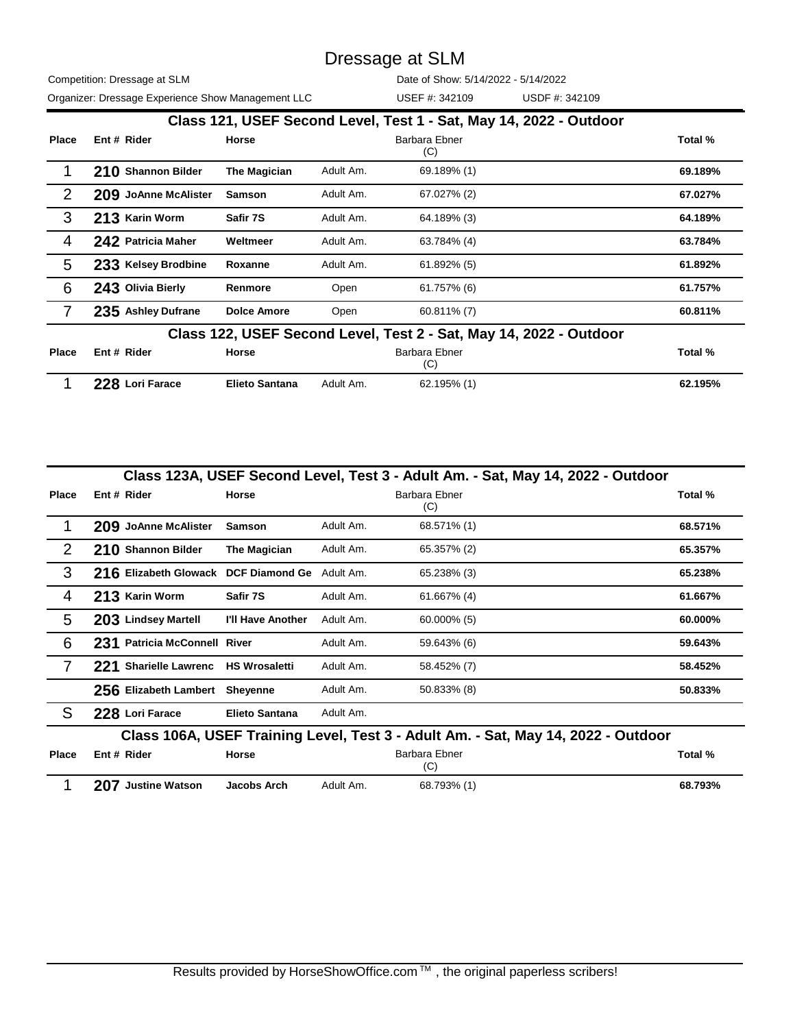# Dressage at SLM

Competition: Dressage at SLM | Date of Show: 5/14/2022 - 5/14/2022

Organizer: Dressage Experience Show Management LLC | USEF #: 342109 | USDF #: 342109

## Class 121, USEF Second Level, Test 1 - Sat, May 14, 2022 - Outdoor

| Place | Ent # | Rider | Horse | | Barbara Ebner (C) | Total % |
|---|---|---|---|---|---|---|
| 1 | 210 | Shannon Bilder | The Magician | Adult Am. | 69.189% (1) | 69.189% |
| 2 | 209 | JoAnne McAlister | Samson | Adult Am. | 67.027% (2) | 67.027% |
| 3 | 213 | Karin Worm | Safir 7S | Adult Am. | 64.189% (3) | 64.189% |
| 4 | 242 | Patricia Maher | Weltmeer | Adult Am. | 63.784% (4) | 63.784% |
| 5 | 233 | Kelsey Brodbine | Roxanne | Adult Am. | 61.892% (5) | 61.892% |
| 6 | 243 | Olivia Bierly | Renmore | Open | 61.757% (6) | 61.757% |
| 7 | 235 | Ashley Dufrane | Dolce Amore | Open | 60.811% (7) | 60.811% |

## Class 122, USEF Second Level, Test 2 - Sat, May 14, 2022 - Outdoor

| Place | Ent # | Rider | Horse | | Barbara Ebner (C) | Total % |
|---|---|---|---|---|---|---|
| 1 | 228 | Lori Farace | Elieto Santana | Adult Am. | 62.195% (1) | 62.195% |

## Class 123A, USEF Second Level, Test 3 - Adult Am. - Sat, May 14, 2022 - Outdoor

| Place | Ent # | Rider | Horse | | Barbara Ebner (C) | Total % |
|---|---|---|---|---|---|---|
| 1 | 209 | JoAnne McAlister | Samson | Adult Am. | 68.571% (1) | 68.571% |
| 2 | 210 | Shannon Bilder | The Magician | Adult Am. | 65.357% (2) | 65.357% |
| 3 | 216 | Elizabeth Glowack | DCF Diamond Ge | Adult Am. | 65.238% (3) | 65.238% |
| 4 | 213 | Karin Worm | Safir 7S | Adult Am. | 61.667% (4) | 61.667% |
| 5 | 203 | Lindsey Martell | I'll Have Another | Adult Am. | 60.000% (5) | 60.000% |
| 6 | 231 | Patricia McConnell | River | Adult Am. | 59.643% (6) | 59.643% |
| 7 | 221 | Sharielle Lawrenc | HS Wrosaletti | Adult Am. | 58.452% (7) | 58.452% |
| | 256 | Elizabeth Lambert | Sheyenne | Adult Am. | 50.833% (8) | 50.833% |
| S | 228 | Lori Farace | Elieto Santana | Adult Am. | | |

## Class 106A, USEF Training Level, Test 3 - Adult Am. - Sat, May 14, 2022 - Outdoor

| Place | Ent # | Rider | Horse | | Barbara Ebner (C) | Total % |
|---|---|---|---|---|---|---|
| 1 | 207 | Justine Watson | Jacobs Arch | Adult Am. | 68.793% (1) | 68.793% |

Results provided by HorseShowOffice.com™ , the original paperless scribers!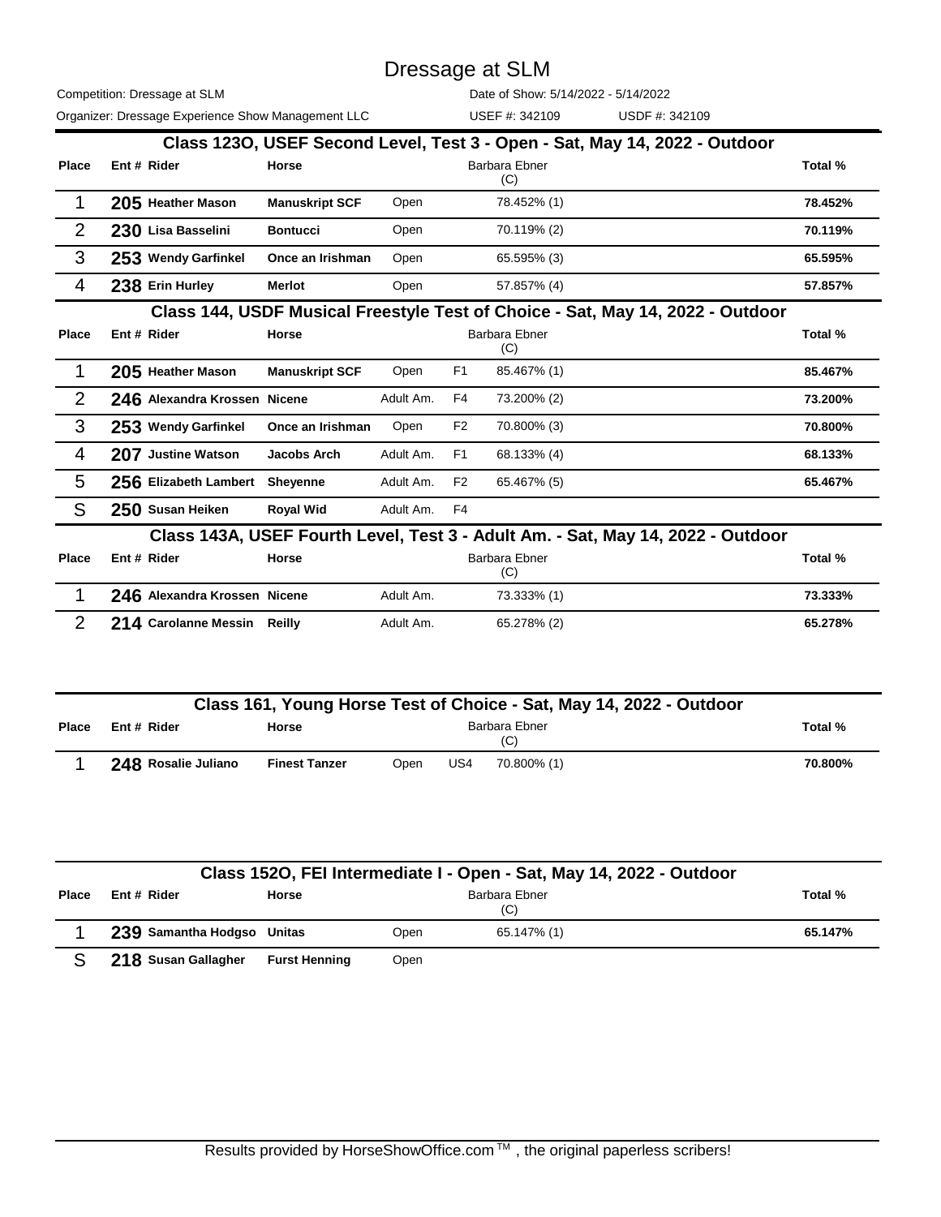# Dressage at SLM

Competition: Dressage at SLM
Organizer: Dressage Experience Show Management LLC

Date of Show: 5/14/2022 - 5/14/2022
USEF #: 342109 USDF #: 342109

## Class 123O, USEF Second Level, Test 3 - Open - Sat, May 14, 2022 - Outdoor

| Place | Ent # | Rider | Horse | | | Barbara Ebner (C) | Total % |
|---|---|---|---|---|---|---|---|
| 1 | 205 | Heather Mason | Manuskript SCF | Open | | 78.452% (1) | 78.452% |
| 2 | 230 | Lisa Basselini | Bontucci | Open | | 70.119% (2) | 70.119% |
| 3 | 253 | Wendy Garfinkel | Once an Irishman | Open | | 65.595% (3) | 65.595% |
| 4 | 238 | Erin Hurley | Merlot | Open | | 57.857% (4) | 57.857% |

## Class 144, USDF Musical Freestyle Test of Choice - Sat, May 14, 2022 - Outdoor

| Place | Ent # | Rider | Horse | | | Barbara Ebner (C) | Total % |
|---|---|---|---|---|---|---|---|
| 1 | 205 | Heather Mason | Manuskript SCF | Open | F1 | 85.467% (1) | 85.467% |
| 2 | 246 | Alexandra Krossen | Nicene | Adult Am. | F4 | 73.200% (2) | 73.200% |
| 3 | 253 | Wendy Garfinkel | Once an Irishman | Open | F2 | 70.800% (3) | 70.800% |
| 4 | 207 | Justine Watson | Jacobs Arch | Adult Am. | F1 | 68.133% (4) | 68.133% |
| 5 | 256 | Elizabeth Lambert | Sheyenne | Adult Am. | F2 | 65.467% (5) | 65.467% |
| S | 250 | Susan Heiken | Royal Wid | Adult Am. | F4 | | |

## Class 143A, USEF Fourth Level, Test 3 - Adult Am. - Sat, May 14, 2022 - Outdoor

| Place | Ent # | Rider | Horse | | | Barbara Ebner (C) | Total % |
|---|---|---|---|---|---|---|---|
| 1 | 246 | Alexandra Krossen | Nicene | Adult Am. | | 73.333% (1) | 73.333% |
| 2 | 214 | Carolanne Messin | Reilly | Adult Am. | | 65.278% (2) | 65.278% |

## Class 161, Young Horse Test of Choice - Sat, May 14, 2022 - Outdoor

| Place | Ent # | Rider | Horse | | | Barbara Ebner (C) | Total % |
|---|---|---|---|---|---|---|---|
| 1 | 248 | Rosalie Juliano | Finest Tanzer | Open | US4 | 70.800% (1) | 70.800% |

## Class 152O, FEI Intermediate I - Open - Sat, May 14, 2022 - Outdoor

| Place | Ent # | Rider | Horse | | Barbara Ebner (C) | Total % |
|---|---|---|---|---|---|---|
| 1 | 239 | Samantha Hodgso | Unitas | Open | 65.147% (1) | 65.147% |
| S | 218 | Susan Gallagher | Furst Henning | Open | | |

Results provided by HorseShowOffice.com ™ , the original paperless scribers!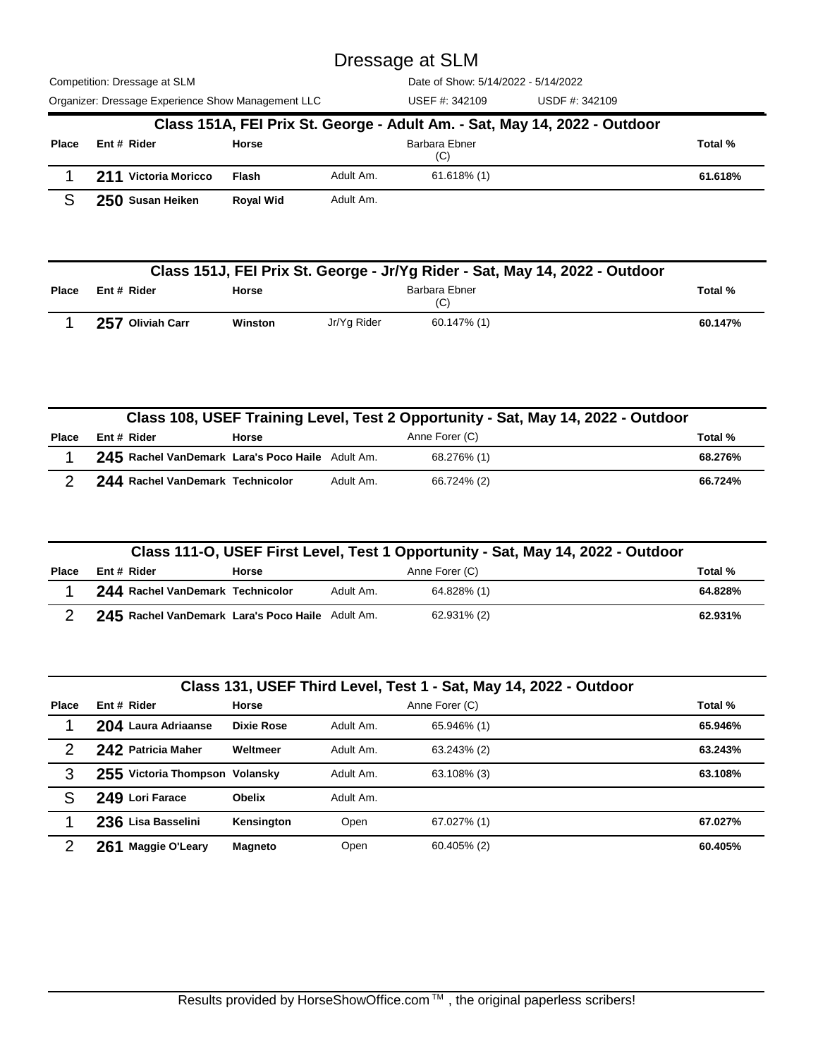# Dressage at SLM

Competition: Dressage at SLM | Date of Show: 5/14/2022 - 5/14/2022

Organizer: Dressage Experience Show Management LLC | USEF #: 342109 | USDF #: 342109

## Class 151A, FEI Prix St. George - Adult Am. - Sat, May 14, 2022 - Outdoor

| Place | Ent # | Rider | Horse | | Barbara Ebner (C) | Total % |
|---|---|---|---|---|---|---|
| 1 | 211 | Victoria Moricco | Flash | Adult Am. | 61.618% (1) | 61.618% |
| S | 250 | Susan Heiken | Royal Wid | Adult Am. | | |

## Class 151J, FEI Prix St. George - Jr/Yg Rider - Sat, May 14, 2022 - Outdoor

| Place | Ent # | Rider | Horse | | Barbara Ebner (C) | Total % |
|---|---|---|---|---|---|---|
| 1 | 257 | Oliviah Carr | Winston | Jr/Yg Rider | 60.147% (1) | 60.147% |

## Class 108, USEF Training Level, Test 2 Opportunity - Sat, May 14, 2022 - Outdoor

| Place | Ent # | Rider | Horse | | Anne Forer (C) | Total % |
|---|---|---|---|---|---|---|
| 1 | 245 | Rachel VanDemark | Lara's Poco Haile | Adult Am. | 68.276% (1) | 68.276% |
| 2 | 244 | Rachel VanDemark | Technicolor | Adult Am. | 66.724% (2) | 66.724% |

## Class 111-O, USEF First Level, Test 1 Opportunity - Sat, May 14, 2022 - Outdoor

| Place | Ent # | Rider | Horse | | Anne Forer (C) | Total % |
|---|---|---|---|---|---|---|
| 1 | 244 | Rachel VanDemark | Technicolor | Adult Am. | 64.828% (1) | 64.828% |
| 2 | 245 | Rachel VanDemark | Lara's Poco Haile | Adult Am. | 62.931% (2) | 62.931% |

## Class 131, USEF Third Level, Test 1 - Sat, May 14, 2022 - Outdoor

| Place | Ent # | Rider | Horse | | Anne Forer (C) | Total % |
|---|---|---|---|---|---|---|
| 1 | 204 | Laura Adriaanse | Dixie Rose | Adult Am. | 65.946% (1) | 65.946% |
| 2 | 242 | Patricia Maher | Weltmeer | Adult Am. | 63.243% (2) | 63.243% |
| 3 | 255 | Victoria Thompson | Volansky | Adult Am. | 63.108% (3) | 63.108% |
| S | 249 | Lori Farace | Obelix | Adult Am. | | |
| 1 | 236 | Lisa Basselini | Kensington | Open | 67.027% (1) | 67.027% |
| 2 | 261 | Maggie O'Leary | Magneto | Open | 60.405% (2) | 60.405% |

Results provided by HorseShowOffice.com ™ , the original paperless scribers!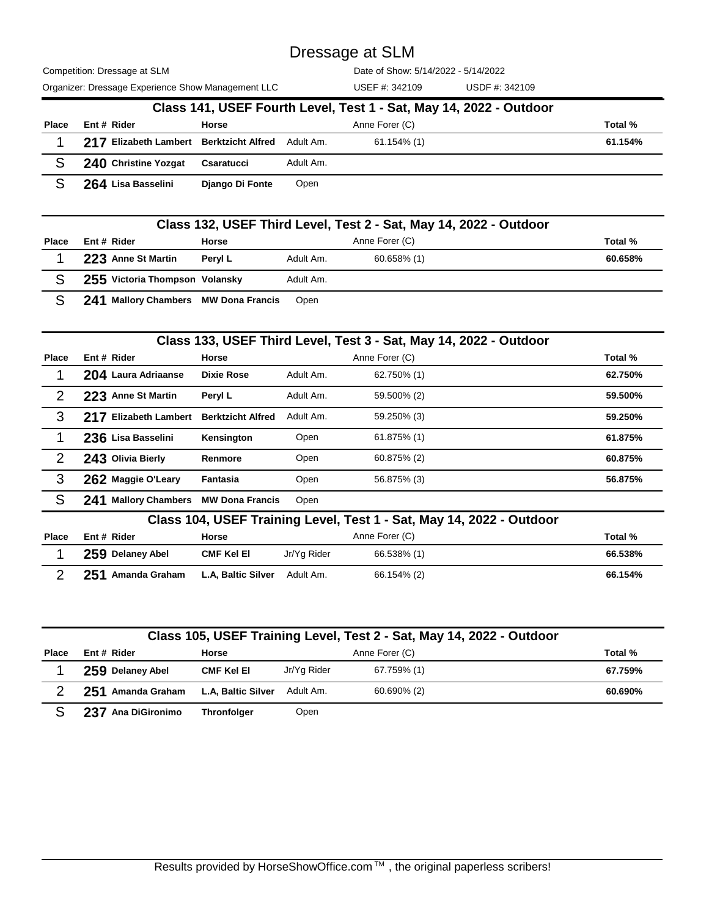# Dressage at SLM

Competition: Dressage at SLM | Date of Show: 5/14/2022 - 5/14/2022

Organizer: Dressage Experience Show Management LLC | USEF #: 342109 | USDF #: 342109

## Class 141, USEF Fourth Level, Test 1 - Sat, May 14, 2022 - Outdoor

| Place | Ent # | Rider | Horse | | Anne Forer (C) | Total % |
|---|---|---|---|---|---|---|
| 1 | 217 | Elizabeth Lambert | Berktzicht Alfred | Adult Am. | 61.154% (1) | 61.154% |
| S | 240 | Christine Yozgat | Csaratucci | Adult Am. | | |
| S | 264 | Lisa Basselini | Django Di Fonte | Open | | |

## Class 132, USEF Third Level, Test 2 - Sat, May 14, 2022 - Outdoor

| Place | Ent # | Rider | Horse | | Anne Forer (C) | Total % |
|---|---|---|---|---|---|---|
| 1 | 223 | Anne St Martin | Peryl L | Adult Am. | 60.658% (1) | 60.658% |
| S | 255 | Victoria Thompson | Volansky | Adult Am. | | |
| S | 241 | Mallory Chambers | MW Dona Francis | Open | | |

## Class 133, USEF Third Level, Test 3 - Sat, May 14, 2022 - Outdoor

| Place | Ent # | Rider | Horse | | Anne Forer (C) | Total % |
|---|---|---|---|---|---|---|
| 1 | 204 | Laura Adriaanse | Dixie Rose | Adult Am. | 62.750% (1) | 62.750% |
| 2 | 223 | Anne St Martin | Peryl L | Adult Am. | 59.500% (2) | 59.500% |
| 3 | 217 | Elizabeth Lambert | Berktzicht Alfred | Adult Am. | 59.250% (3) | 59.250% |
| 1 | 236 | Lisa Basselini | Kensington | Open | 61.875% (1) | 61.875% |
| 2 | 243 | Olivia Bierly | Renmore | Open | 60.875% (2) | 60.875% |
| 3 | 262 | Maggie O'Leary | Fantasia | Open | 56.875% (3) | 56.875% |
| S | 241 | Mallory Chambers | MW Dona Francis | Open | | |

## Class 104, USEF Training Level, Test 1 - Sat, May 14, 2022 - Outdoor

| Place | Ent # | Rider | Horse | | Anne Forer (C) | Total % |
|---|---|---|---|---|---|---|
| 1 | 259 | Delaney Abel | CMF Kel El | Jr/Yg Rider | 66.538% (1) | 66.538% |
| 2 | 251 | Amanda Graham | L.A, Baltic Silver | Adult Am. | 66.154% (2) | 66.154% |

## Class 105, USEF Training Level, Test 2 - Sat, May 14, 2022 - Outdoor

| Place | Ent # | Rider | Horse | | Anne Forer (C) | Total % |
|---|---|---|---|---|---|---|
| 1 | 259 | Delaney Abel | CMF Kel El | Jr/Yg Rider | 67.759% (1) | 67.759% |
| 2 | 251 | Amanda Graham | L.A, Baltic Silver | Adult Am. | 60.690% (2) | 60.690% |
| S | 237 | Ana DiGironimo | Thronfolger | Open | | |

Results provided by HorseShowOffice.com™ , the original paperless scribers!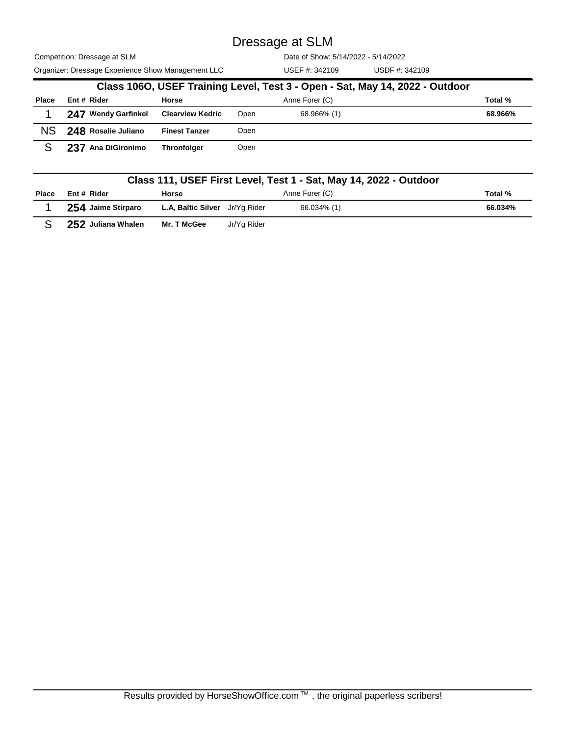# Dressage at SLM

Competition: Dressage at SLM  
Date of Show: 5/14/2022 - 5/14/2022  
Organizer: Dressage Experience Show Management LLC  
USEF #: 342109  
USDF #: 342109

## Class 106O, USEF Training Level, Test 3 - Open - Sat, May 14, 2022 - Outdoor

| Place | Ent # | Rider | Horse | | Anne Forer (C) | Total % |
|---|---|---|---|---|---|---|
| 1 | 247 | Wendy Garfinkel | Clearview Kedric | Open | 68.966% (1) | 68.966% |
| NS | 248 | Rosalie Juliano | Finest Tanzer | Open | | |
| S | 237 | Ana DiGironimo | Thronfolger | Open | | |

## Class 111, USEF First Level, Test 1 - Sat, May 14, 2022 - Outdoor

| Place | Ent # | Rider | Horse | | Anne Forer (C) | Total % |
|---|---|---|---|---|---|---|
| 1 | 254 | Jaime Stirparo | L.A, Baltic Silver | Jr/Yg Rider | 66.034% (1) | 66.034% |
| S | 252 | Juliana Whalen | Mr. T McGee | Jr/Yg Rider | | |

Results provided by HorseShowOffice.com ™ , the original paperless scribers!